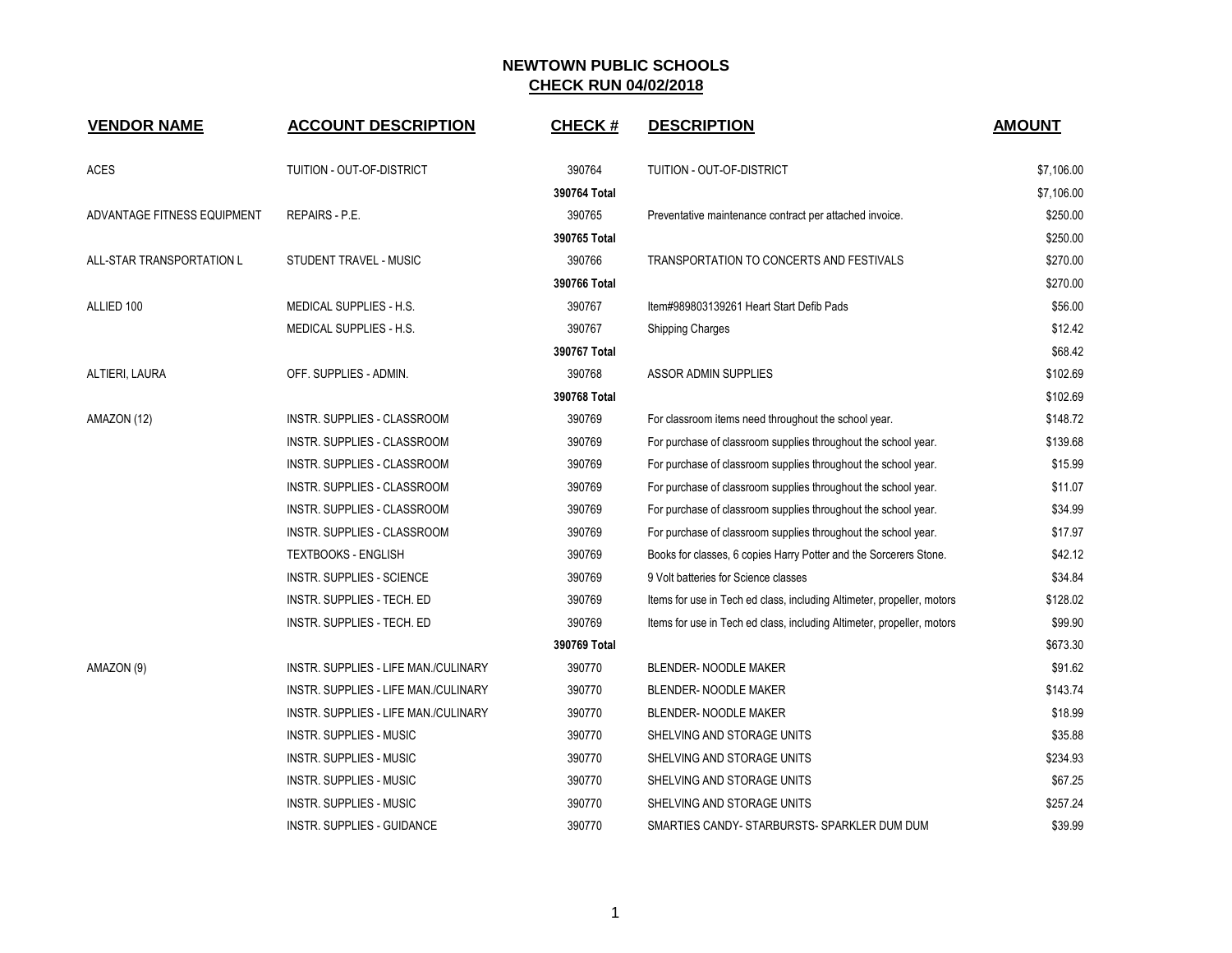# NEWTOWN PUBLIC SCHOOLS

## CHECK RUN 04/02/2018

| VENDOR NAME | ACCOUNT DESCRIPTION | CHECK # | DESCRIPTION | AMOUNT |
|---|---|---|---|---|
| ACES | TUITION - OUT-OF-DISTRICT | 390764 | TUITION - OUT-OF-DISTRICT | $7,106.00 |
| | | 390764 Total | | $7,106.00 |
| ADVANTAGE FITNESS EQUIPMENT | REPAIRS - P.E. | 390765 | Preventative maintenance contract per attached invoice. | $250.00 |
| | | 390765 Total | | $250.00 |
| ALL-STAR TRANSPORTATION L | STUDENT TRAVEL - MUSIC | 390766 | TRANSPORTATION TO CONCERTS AND FESTIVALS | $270.00 |
| | | 390766 Total | | $270.00 |
| ALLIED 100 | MEDICAL SUPPLIES - H.S. | 390767 | Item#989803139261 Heart Start Defib Pads | $56.00 |
| | MEDICAL SUPPLIES - H.S. | 390767 | Shipping Charges | $12.42 |
| | | 390767 Total | | $68.42 |
| ALTIERI, LAURA | OFF. SUPPLIES - ADMIN. | 390768 | ASSOR ADMIN SUPPLIES | $102.69 |
| | | 390768 Total | | $102.69 |
| AMAZON (12) | INSTR. SUPPLIES - CLASSROOM | 390769 | For classroom items need throughout the school year. | $148.72 |
| | INSTR. SUPPLIES - CLASSROOM | 390769 | For purchase of classroom supplies throughout the school year. | $139.68 |
| | INSTR. SUPPLIES - CLASSROOM | 390769 | For purchase of classroom supplies throughout the school year. | $15.99 |
| | INSTR. SUPPLIES - CLASSROOM | 390769 | For purchase of classroom supplies throughout the school year. | $11.07 |
| | INSTR. SUPPLIES - CLASSROOM | 390769 | For purchase of classroom supplies throughout the school year. | $34.99 |
| | INSTR. SUPPLIES - CLASSROOM | 390769 | For purchase of classroom supplies throughout the school year. | $17.97 |
| | TEXTBOOKS - ENGLISH | 390769 | Books for classes, 6 copies Harry Potter and the Sorcerers Stone. | $42.12 |
| | INSTR. SUPPLIES - SCIENCE | 390769 | 9 Volt batteries for Science classes | $34.84 |
| | INSTR. SUPPLIES - TECH. ED | 390769 | Items for use in Tech ed class, including Altimeter, propeller, motors | $128.02 |
| | INSTR. SUPPLIES - TECH. ED | 390769 | Items for use in Tech ed class, including Altimeter, propeller, motors | $99.90 |
| | | 390769 Total | | $673.30 |
| AMAZON (9) | INSTR. SUPPLIES - LIFE MAN./CULINARY | 390770 | BLENDER- NOODLE MAKER | $91.62 |
| | INSTR. SUPPLIES - LIFE MAN./CULINARY | 390770 | BLENDER- NOODLE MAKER | $143.74 |
| | INSTR. SUPPLIES - LIFE MAN./CULINARY | 390770 | BLENDER- NOODLE MAKER | $18.99 |
| | INSTR. SUPPLIES - MUSIC | 390770 | SHELVING AND STORAGE UNITS | $35.88 |
| | INSTR. SUPPLIES - MUSIC | 390770 | SHELVING AND STORAGE UNITS | $234.93 |
| | INSTR. SUPPLIES - MUSIC | 390770 | SHELVING AND STORAGE UNITS | $67.25 |
| | INSTR. SUPPLIES - MUSIC | 390770 | SHELVING AND STORAGE UNITS | $257.24 |
| | INSTR. SUPPLIES - GUIDANCE | 390770 | SMARTIES CANDY- STARBURSTS- SPARKLER DUM DUM | $39.99 |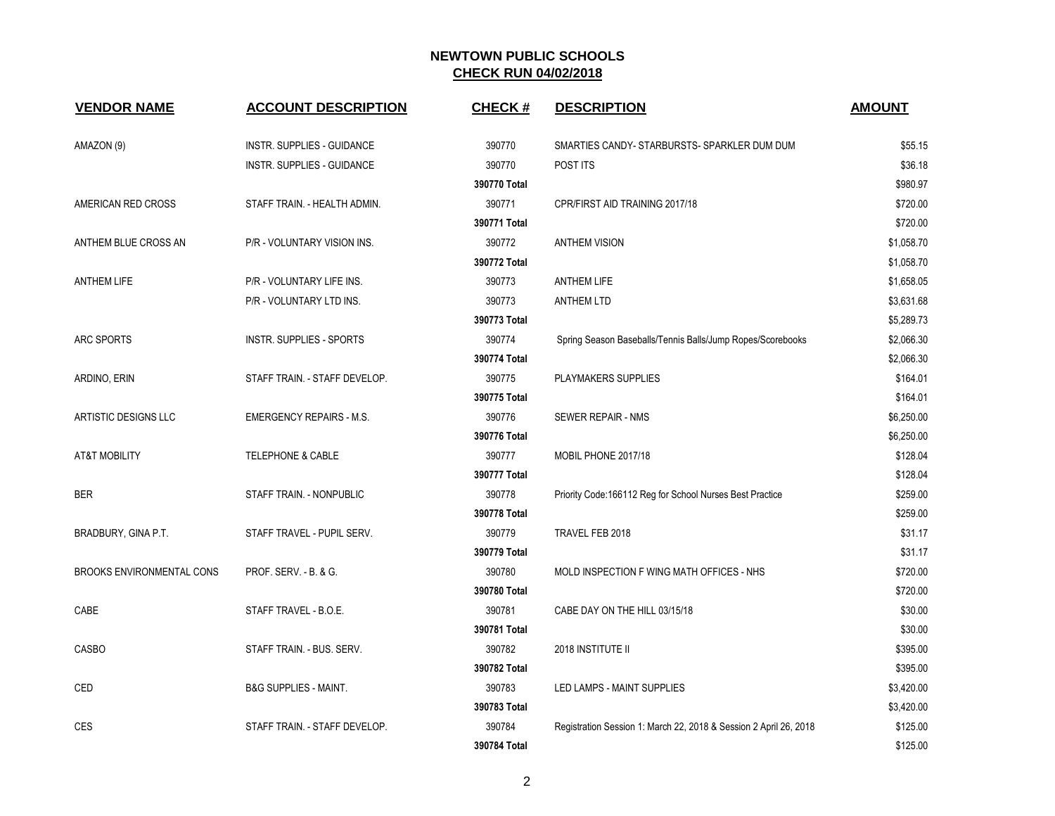**NEWTOWN PUBLIC SCHOOLS**
**CHECK RUN 04/02/2018**

| VENDOR NAME | ACCOUNT DESCRIPTION | CHECK # | DESCRIPTION | AMOUNT |
|---|---|---|---|---|
| AMAZON (9) | INSTR. SUPPLIES - GUIDANCE | 390770 | SMARTIES CANDY- STARBURSTS- SPARKLER DUM DUM | $55.15 |
| | INSTR. SUPPLIES - GUIDANCE | 390770 | POST ITS | $36.18 |
| | | **390770 Total** | | $980.97 |
| AMERICAN RED CROSS | STAFF TRAIN. - HEALTH ADMIN. | 390771 | CPR/FIRST AID TRAINING 2017/18 | $720.00 |
| | | **390771 Total** | | $720.00 |
| ANTHEM BLUE CROSS AN | P/R - VOLUNTARY VISION INS. | 390772 | ANTHEM VISION | $1,058.70 |
| | | **390772 Total** | | $1,058.70 |
| ANTHEM LIFE | P/R - VOLUNTARY LIFE INS. | 390773 | ANTHEM LIFE | $1,658.05 |
| | P/R - VOLUNTARY LTD INS. | 390773 | ANTHEM LTD | $3,631.68 |
| | | **390773 Total** | | $5,289.73 |
| ARC SPORTS | INSTR. SUPPLIES - SPORTS | 390774 | Spring Season Baseballs/Tennis Balls/Jump Ropes/Scorebooks | $2,066.30 |
| | | **390774 Total** | | $2,066.30 |
| ARDINO, ERIN | STAFF TRAIN. - STAFF DEVELOP. | 390775 | PLAYMAKERS SUPPLIES | $164.01 |
| | | **390775 Total** | | $164.01 |
| ARTISTIC DESIGNS LLC | EMERGENCY REPAIRS - M.S. | 390776 | SEWER REPAIR - NMS | $6,250.00 |
| | | **390776 Total** | | $6,250.00 |
| AT&T MOBILITY | TELEPHONE & CABLE | 390777 | MOBIL PHONE 2017/18 | $128.04 |
| | | **390777 Total** | | $128.04 |
| BER | STAFF TRAIN. - NONPUBLIC | 390778 | Priority Code:166112 Reg for School Nurses Best Practice | $259.00 |
| | | **390778 Total** | | $259.00 |
| BRADBURY, GINA P.T. | STAFF TRAVEL - PUPIL SERV. | 390779 | TRAVEL FEB 2018 | $31.17 |
| | | **390779 Total** | | $31.17 |
| BROOKS ENVIRONMENTAL CONS | PROF. SERV. - B. & G. | 390780 | MOLD INSPECTION F WING MATH OFFICES - NHS | $720.00 |
| | | **390780 Total** | | $720.00 |
| CABE | STAFF TRAVEL - B.O.E. | 390781 | CABE DAY ON THE HILL 03/15/18 | $30.00 |
| | | **390781 Total** | | $30.00 |
| CASBO | STAFF TRAIN. - BUS. SERV. | 390782 | 2018 INSTITUTE II | $395.00 |
| | | **390782 Total** | | $395.00 |
| CED | B&G SUPPLIES - MAINT. | 390783 | LED LAMPS - MAINT SUPPLIES | $3,420.00 |
| | | **390783 Total** | | $3,420.00 |
| CES | STAFF TRAIN. - STAFF DEVELOP. | 390784 | Registration Session 1: March 22, 2018 & Session 2 April 26, 2018 | $125.00 |
| | | **390784 Total** | | $125.00 |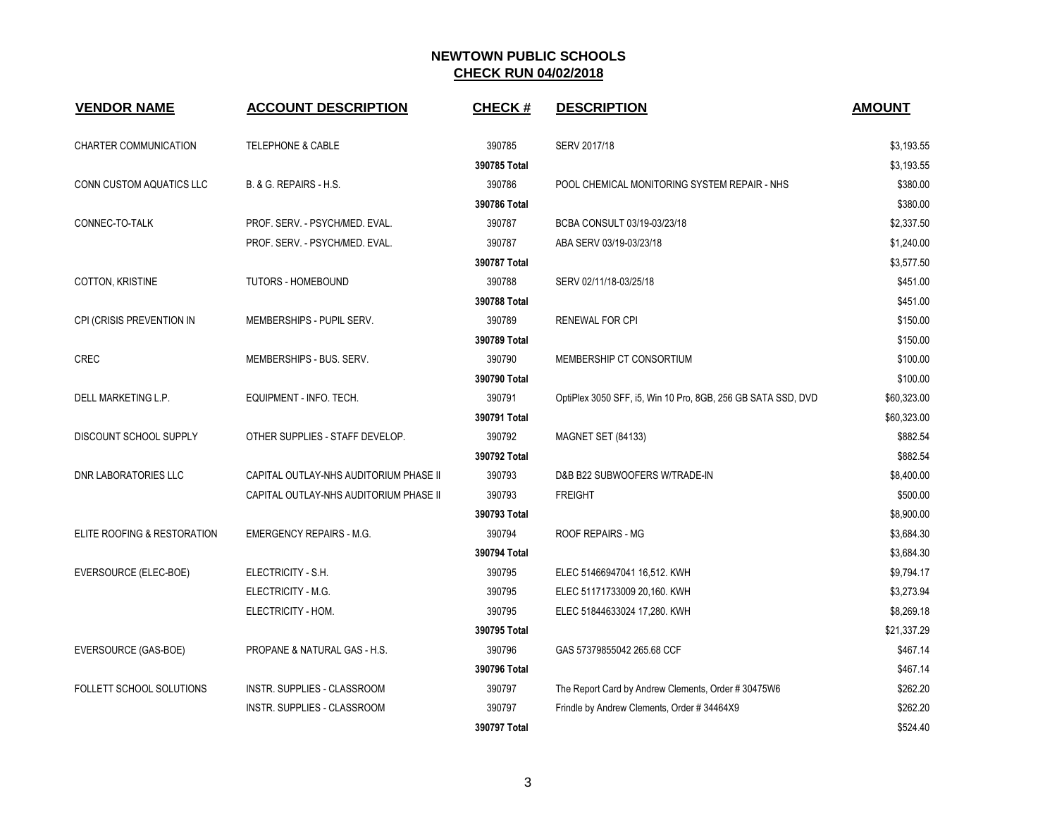## NEWTOWN PUBLIC SCHOOLS
## CHECK RUN 04/02/2018

| VENDOR NAME | ACCOUNT DESCRIPTION | CHECK # | DESCRIPTION | AMOUNT |
|---|---|---|---|---|
| CHARTER COMMUNICATION | TELEPHONE & CABLE | 390785 | SERV 2017/18 | $3,193.55 |
| | | 390785 Total | | $3,193.55 |
| CONN CUSTOM AQUATICS LLC | B. & G. REPAIRS - H.S. | 390786 | POOL CHEMICAL MONITORING SYSTEM REPAIR - NHS | $380.00 |
| | | 390786 Total | | $380.00 |
| CONNEC-TO-TALK | PROF. SERV. - PSYCH/MED. EVAL. | 390787 | BCBA CONSULT 03/19-03/23/18 | $2,337.50 |
| | PROF. SERV. - PSYCH/MED. EVAL. | 390787 | ABA SERV 03/19-03/23/18 | $1,240.00 |
| | | 390787 Total | | $3,577.50 |
| COTTON, KRISTINE | TUTORS - HOMEBOUND | 390788 | SERV 02/11/18-03/25/18 | $451.00 |
| | | 390788 Total | | $451.00 |
| CPI (CRISIS PREVENTION IN | MEMBERSHIPS - PUPIL SERV. | 390789 | RENEWAL FOR CPI | $150.00 |
| | | 390789 Total | | $150.00 |
| CREC | MEMBERSHIPS - BUS. SERV. | 390790 | MEMBERSHIP CT CONSORTIUM | $100.00 |
| | | 390790 Total | | $100.00 |
| DELL MARKETING L.P. | EQUIPMENT - INFO. TECH. | 390791 | OptiPlex 3050 SFF, i5, Win 10 Pro, 8GB, 256 GB SATA SSD, DVD | $60,323.00 |
| | | 390791 Total | | $60,323.00 |
| DISCOUNT SCHOOL SUPPLY | OTHER SUPPLIES - STAFF DEVELOP. | 390792 | MAGNET SET (84133) | $882.54 |
| | | 390792 Total | | $882.54 |
| DNR LABORATORIES LLC | CAPITAL OUTLAY-NHS AUDITORIUM PHASE II | 390793 | D&B B22 SUBWOOFERS W/TRADE-IN | $8,400.00 |
| | CAPITAL OUTLAY-NHS AUDITORIUM PHASE II | 390793 | FREIGHT | $500.00 |
| | | 390793 Total | | $8,900.00 |
| ELITE ROOFING & RESTORATION | EMERGENCY REPAIRS - M.G. | 390794 | ROOF REPAIRS - MG | $3,684.30 |
| | | 390794 Total | | $3,684.30 |
| EVERSOURCE (ELEC-BOE) | ELECTRICITY - S.H. | 390795 | ELEC 51466947041 16,512. KWH | $9,794.17 |
| | ELECTRICITY - M.G. | 390795 | ELEC 51171733009 20,160. KWH | $3,273.94 |
| | ELECTRICITY - HOM. | 390795 | ELEC 51844633024 17,280. KWH | $8,269.18 |
| | | 390795 Total | | $21,337.29 |
| EVERSOURCE (GAS-BOE) | PROPANE & NATURAL GAS - H.S. | 390796 | GAS 57379855042 265.68 CCF | $467.14 |
| | | 390796 Total | | $467.14 |
| FOLLETT SCHOOL SOLUTIONS | INSTR. SUPPLIES - CLASSROOM | 390797 | The Report Card by Andrew Clements, Order # 30475W6 | $262.20 |
| | INSTR. SUPPLIES - CLASSROOM | 390797 | Frindle by Andrew Clements, Order # 34464X9 | $262.20 |
| | | 390797 Total | | $524.40 |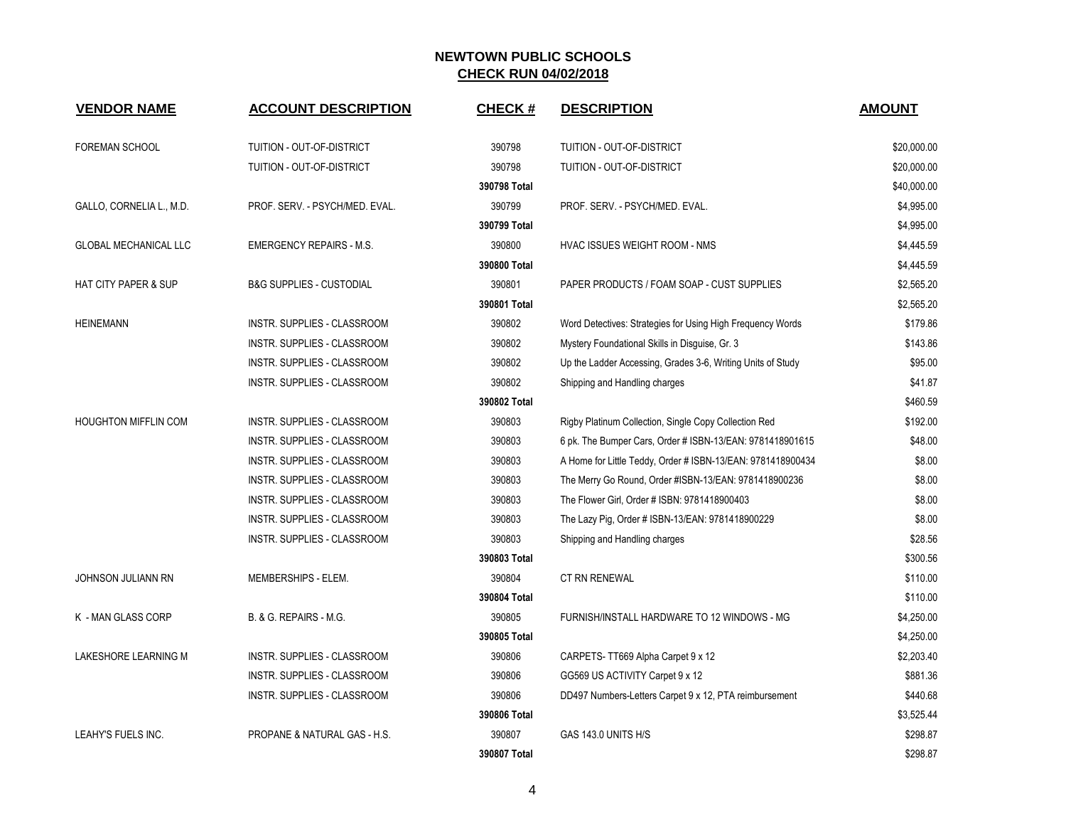# NEWTOWN PUBLIC SCHOOLS

## CHECK RUN 04/02/2018

| VENDOR NAME | ACCOUNT DESCRIPTION | CHECK # | DESCRIPTION | AMOUNT |
|---|---|---|---|---|
| FOREMAN SCHOOL | TUITION - OUT-OF-DISTRICT | 390798 | TUITION - OUT-OF-DISTRICT | $20,000.00 |
| | TUITION - OUT-OF-DISTRICT | 390798 | TUITION - OUT-OF-DISTRICT | $20,000.00 |
| | | **390798 Total** | | $40,000.00 |
| GALLO, CORNELIA L., M.D. | PROF. SERV. - PSYCH/MED. EVAL. | 390799 | PROF. SERV. - PSYCH/MED. EVAL. | $4,995.00 |
| | | **390799 Total** | | $4,995.00 |
| GLOBAL MECHANICAL LLC | EMERGENCY REPAIRS - M.S. | 390800 | HVAC ISSUES WEIGHT ROOM - NMS | $4,445.59 |
| | | **390800 Total** | | $4,445.59 |
| HAT CITY PAPER & SUP | B&G SUPPLIES - CUSTODIAL | 390801 | PAPER PRODUCTS / FOAM SOAP - CUST SUPPLIES | $2,565.20 |
| | | **390801 Total** | | $2,565.20 |
| HEINEMANN | INSTR. SUPPLIES - CLASSROOM | 390802 | Word Detectives: Strategies for Using High Frequency Words | $179.86 |
| | INSTR. SUPPLIES - CLASSROOM | 390802 | Mystery Foundational Skills in Disguise, Gr. 3 | $143.86 |
| | INSTR. SUPPLIES - CLASSROOM | 390802 | Up the Ladder Accessing, Grades 3-6, Writing Units of Study | $95.00 |
| | INSTR. SUPPLIES - CLASSROOM | 390802 | Shipping and Handling charges | $41.87 |
| | | **390802 Total** | | $460.59 |
| HOUGHTON MIFFLIN COM | INSTR. SUPPLIES - CLASSROOM | 390803 | Rigby Platinum Collection, Single Copy Collection Red | $192.00 |
| | INSTR. SUPPLIES - CLASSROOM | 390803 | 6 pk. The Bumper Cars, Order # ISBN-13/EAN: 9781418901615 | $48.00 |
| | INSTR. SUPPLIES - CLASSROOM | 390803 | A Home for Little Teddy, Order # ISBN-13/EAN: 9781418900434 | $8.00 |
| | INSTR. SUPPLIES - CLASSROOM | 390803 | The Merry Go Round, Order #ISBN-13/EAN: 9781418900236 | $8.00 |
| | INSTR. SUPPLIES - CLASSROOM | 390803 | The Flower Girl, Order # ISBN: 9781418900403 | $8.00 |
| | INSTR. SUPPLIES - CLASSROOM | 390803 | The Lazy Pig, Order # ISBN-13/EAN: 9781418900229 | $8.00 |
| | INSTR. SUPPLIES - CLASSROOM | 390803 | Shipping and Handling charges | $28.56 |
| | | **390803 Total** | | $300.56 |
| JOHNSON JULIANN RN | MEMBERSHIPS - ELEM. | 390804 | CT RN RENEWAL | $110.00 |
| | | **390804 Total** | | $110.00 |
| K - MAN GLASS CORP | B. & G. REPAIRS - M.G. | 390805 | FURNISH/INSTALL HARDWARE TO 12 WINDOWS - MG | $4,250.00 |
| | | **390805 Total** | | $4,250.00 |
| LAKESHORE LEARNING M | INSTR. SUPPLIES - CLASSROOM | 390806 | CARPETS- TT669 Alpha Carpet 9 x 12 | $2,203.40 |
| | INSTR. SUPPLIES - CLASSROOM | 390806 | GG569 US ACTIVITY Carpet 9 x 12 | $881.36 |
| | INSTR. SUPPLIES - CLASSROOM | 390806 | DD497 Numbers-Letters Carpet 9 x 12, PTA reimbursement | $440.68 |
| | | **390806 Total** | | $3,525.44 |
| LEAHY'S FUELS INC. | PROPANE & NATURAL GAS - H.S. | 390807 | GAS 143.0 UNITS H/S | $298.87 |
| | | **390807 Total** | | $298.87 |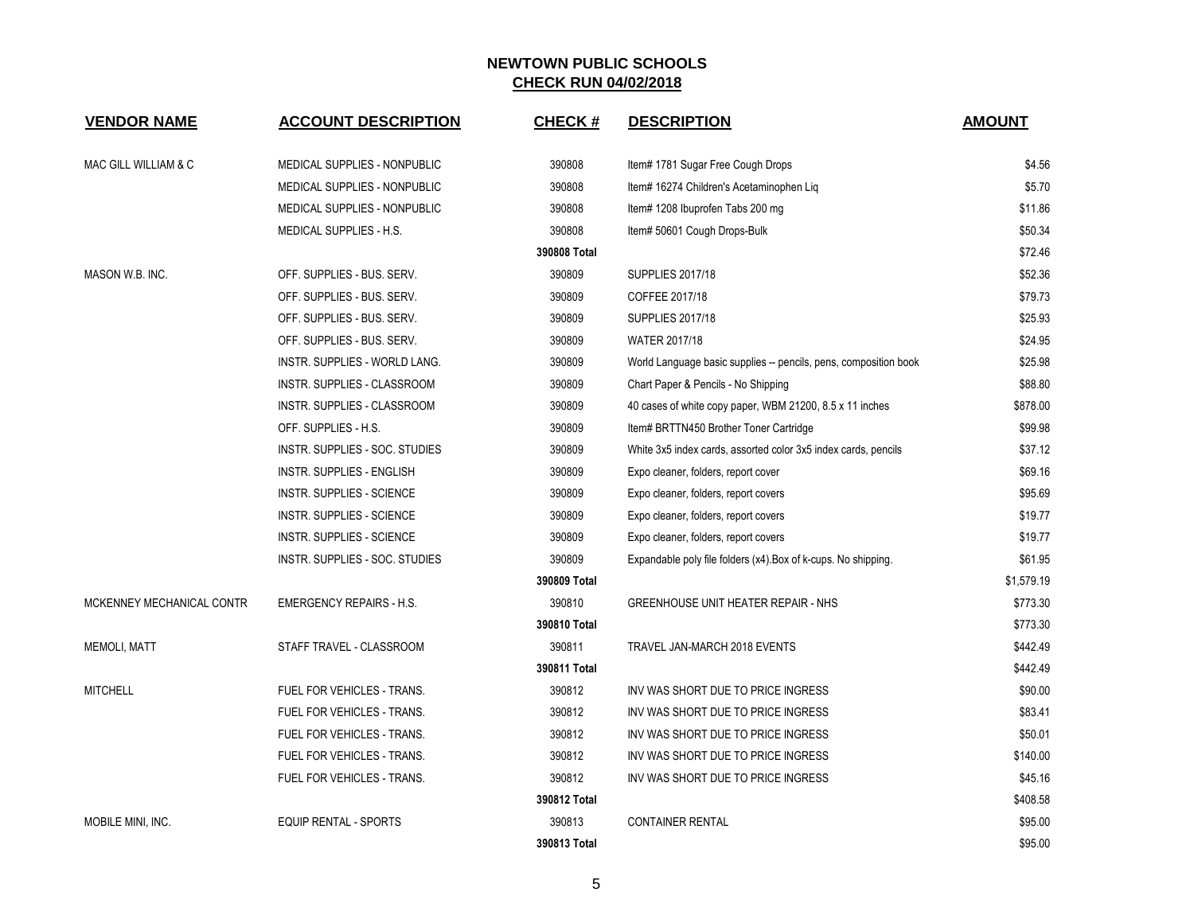# NEWTOWN PUBLIC SCHOOLS

## CHECK RUN 04/02/2018

| VENDOR NAME | ACCOUNT DESCRIPTION | CHECK # | DESCRIPTION | AMOUNT |
|---|---|---|---|---|
| MAC GILL WILLIAM & C | MEDICAL SUPPLIES - NONPUBLIC | 390808 | Item# 1781 Sugar Free Cough Drops | $4.56 |
| | MEDICAL SUPPLIES - NONPUBLIC | 390808 | Item# 16274 Children's Acetaminophen Liq | $5.70 |
| | MEDICAL SUPPLIES - NONPUBLIC | 390808 | Item# 1208 Ibuprofen Tabs 200 mg | $11.86 |
| | MEDICAL SUPPLIES - H.S. | 390808 | Item# 50601 Cough Drops-Bulk | $50.34 |
| | | **390808 Total** | | $72.46 |
| MASON W.B. INC. | OFF. SUPPLIES - BUS. SERV. | 390809 | SUPPLIES 2017/18 | $52.36 |
| | OFF. SUPPLIES - BUS. SERV. | 390809 | COFFEE 2017/18 | $79.73 |
| | OFF. SUPPLIES - BUS. SERV. | 390809 | SUPPLIES 2017/18 | $25.93 |
| | OFF. SUPPLIES - BUS. SERV. | 390809 | WATER 2017/18 | $24.95 |
| | INSTR. SUPPLIES - WORLD LANG. | 390809 | World Language basic supplies -- pencils, pens, composition book | $25.98 |
| | INSTR. SUPPLIES - CLASSROOM | 390809 | Chart Paper & Pencils - No Shipping | $88.80 |
| | INSTR. SUPPLIES - CLASSROOM | 390809 | 40 cases of white copy paper, WBM 21200, 8.5 x 11 inches | $878.00 |
| | OFF. SUPPLIES - H.S. | 390809 | Item# BRTTN450 Brother Toner Cartridge | $99.98 |
| | INSTR. SUPPLIES - SOC. STUDIES | 390809 | White 3x5 index cards, assorted color 3x5 index cards, pencils | $37.12 |
| | INSTR. SUPPLIES - ENGLISH | 390809 | Expo cleaner, folders, report cover | $69.16 |
| | INSTR. SUPPLIES - SCIENCE | 390809 | Expo cleaner, folders, report covers | $95.69 |
| | INSTR. SUPPLIES - SCIENCE | 390809 | Expo cleaner, folders, report covers | $19.77 |
| | INSTR. SUPPLIES - SCIENCE | 390809 | Expo cleaner, folders, report covers | $19.77 |
| | INSTR. SUPPLIES - SOC. STUDIES | 390809 | Expandable poly file folders (x4).Box of k-cups. No shipping. | $61.95 |
| | | **390809 Total** | | $1,579.19 |
| MCKENNEY MECHANICAL CONTR | EMERGENCY REPAIRS - H.S. | 390810 | GREENHOUSE UNIT HEATER REPAIR - NHS | $773.30 |
| | | **390810 Total** | | $773.30 |
| MEMOLI, MATT | STAFF TRAVEL - CLASSROOM | 390811 | TRAVEL JAN-MARCH 2018 EVENTS | $442.49 |
| | | **390811 Total** | | $442.49 |
| MITCHELL | FUEL FOR VEHICLES - TRANS. | 390812 | INV WAS SHORT DUE TO PRICE INGRESS | $90.00 |
| | FUEL FOR VEHICLES - TRANS. | 390812 | INV WAS SHORT DUE TO PRICE INGRESS | $83.41 |
| | FUEL FOR VEHICLES - TRANS. | 390812 | INV WAS SHORT DUE TO PRICE INGRESS | $50.01 |
| | FUEL FOR VEHICLES - TRANS. | 390812 | INV WAS SHORT DUE TO PRICE INGRESS | $140.00 |
| | FUEL FOR VEHICLES - TRANS. | 390812 | INV WAS SHORT DUE TO PRICE INGRESS | $45.16 |
| | | **390812 Total** | | $408.58 |
| MOBILE MINI, INC. | EQUIP RENTAL - SPORTS | 390813 | CONTAINER RENTAL | $95.00 |
| | | **390813 Total** | | $95.00 |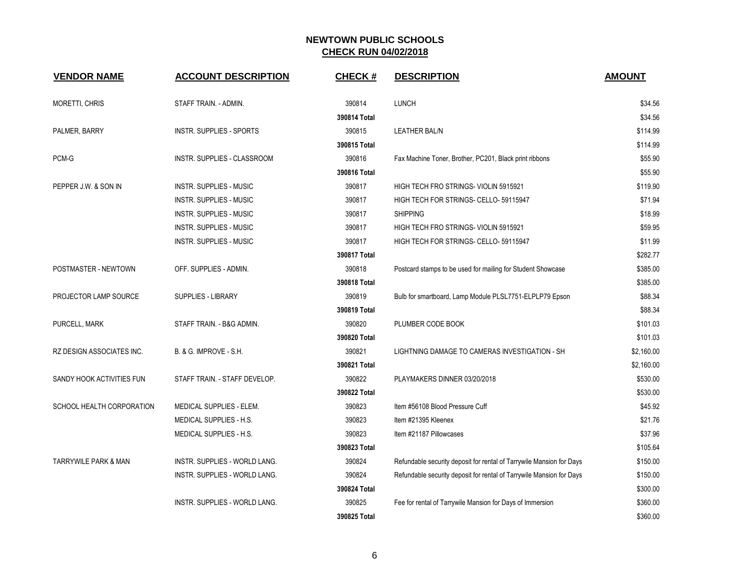# NEWTOWN PUBLIC SCHOOLS

## CHECK RUN 04/02/2018

| VENDOR NAME | ACCOUNT DESCRIPTION | CHECK # | DESCRIPTION | AMOUNT |
|---|---|---|---|---|
| MORETTI, CHRIS | STAFF TRAIN. - ADMIN. | 390814 | LUNCH | $34.56 |
| | | 390814 Total | | $34.56 |
| PALMER, BARRY | INSTR. SUPPLIES - SPORTS | 390815 | LEATHER BAL/N | $114.99 |
| | | 390815 Total | | $114.99 |
| PCM-G | INSTR. SUPPLIES - CLASSROOM | 390816 | Fax Machine Toner, Brother, PC201, Black print ribbons | $55.90 |
| | | 390816 Total | | $55.90 |
| PEPPER J.W. & SON IN | INSTR. SUPPLIES - MUSIC | 390817 | HIGH TECH FRO STRINGS- VIOLIN 5915921 | $119.90 |
| | INSTR. SUPPLIES - MUSIC | 390817 | HIGH TECH FOR STRINGS- CELLO- 59115947 | $71.94 |
| | INSTR. SUPPLIES - MUSIC | 390817 | SHIPPING | $18.99 |
| | INSTR. SUPPLIES - MUSIC | 390817 | HIGH TECH FRO STRINGS- VIOLIN 5915921 | $59.95 |
| | INSTR. SUPPLIES - MUSIC | 390817 | HIGH TECH FOR STRINGS- CELLO- 59115947 | $11.99 |
| | | 390817 Total | | $282.77 |
| POSTMASTER - NEWTOWN | OFF. SUPPLIES - ADMIN. | 390818 | Postcard stamps to be used for mailing for Student Showcase | $385.00 |
| | | 390818 Total | | $385.00 |
| PROJECTOR LAMP SOURCE | SUPPLIES - LIBRARY | 390819 | Bulb for smartboard, Lamp Module PLSL7751-ELPLP79 Epson | $88.34 |
| | | 390819 Total | | $88.34 |
| PURCELL, MARK | STAFF TRAIN. - B&G ADMIN. | 390820 | PLUMBER CODE BOOK | $101.03 |
| | | 390820 Total | | $101.03 |
| RZ DESIGN ASSOCIATES INC. | B. & G. IMPROVE - S.H. | 390821 | LIGHTNING DAMAGE TO CAMERAS INVESTIGATION - SH | $2,160.00 |
| | | 390821 Total | | $2,160.00 |
| SANDY HOOK ACTIVITIES FUN | STAFF TRAIN. - STAFF DEVELOP. | 390822 | PLAYMAKERS DINNER 03/20/2018 | $530.00 |
| | | 390822 Total | | $530.00 |
| SCHOOL HEALTH CORPORATION | MEDICAL SUPPLIES - ELEM. | 390823 | Item #56108 Blood Pressure Cuff | $45.92 |
| | MEDICAL SUPPLIES - H.S. | 390823 | Item #21395 Kleenex | $21.76 |
| | MEDICAL SUPPLIES - H.S. | 390823 | Item #21187 Pillowcases | $37.96 |
| | | 390823 Total | | $105.64 |
| TARRYWILE PARK & MAN | INSTR. SUPPLIES - WORLD LANG. | 390824 | Refundable security deposit for rental of Tarrywile Mansion for Days | $150.00 |
| | INSTR. SUPPLIES - WORLD LANG. | 390824 | Refundable security deposit for rental of Tarrywile Mansion for Days | $150.00 |
| | | 390824 Total | | $300.00 |
| | INSTR. SUPPLIES - WORLD LANG. | 390825 | Fee for rental of Tarrywile Mansion for Days of Immersion | $360.00 |
| | | 390825 Total | | $360.00 |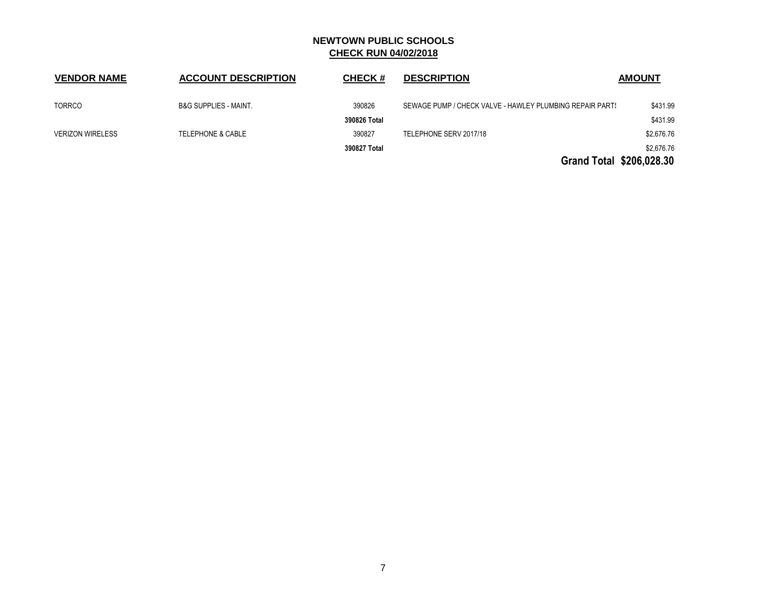# NEWTOWN PUBLIC SCHOOLS
## CHECK RUN 04/02/2018

| VENDOR NAME | ACCOUNT DESCRIPTION | CHECK # | DESCRIPTION | AMOUNT |
|---|---|---|---|---|
| TORRCO | B&G SUPPLIES - MAINT. | 390826 | SEWAGE PUMP / CHECK VALVE - HAWLEY PLUMBING REPAIR PARTS | $431.99 |
| | | **390826 Total** | | $431.99 |
| VERIZON WIRELESS | TELEPHONE & CABLE | 390827 | TELEPHONE SERV 2017/18 | $2,676.76 |
| | | **390827 Total** | | $2,676.76 |
| | | | **Grand Total** | **$206,028.30** |